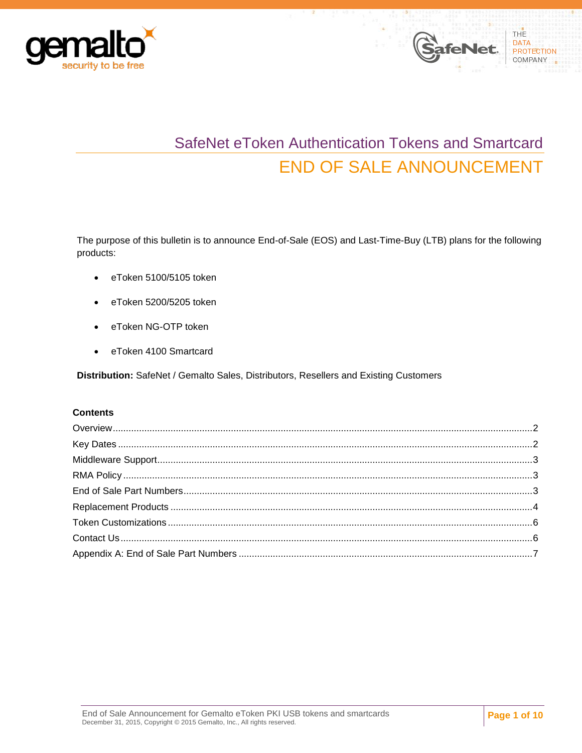# SafeNet eToken Authentication Tokens and Smartcard

## END OF SALE ANNOUNCEMENT

The purpose of this bulletin is to announce End-of-Sale (EOS) and Last-Time-Buy (LTB) plans for the following products:

- eToken 5100/5105 token
- eToken 5200/5205 token
- eToken NG-OTP token
- eToken 4100 Smartcard

**Distribution:** SafeNet / Gemalto Sales, Distributors, Resellers and Existing Customers

**Contents**

Overview....................................................................................................2
Key Dates....................................................................................................2
Middleware Support....................................................................................3
RMA Policy..................................................................................................3
End of Sale Part Numbers...........................................................................3
Replacement Products.................................................................................4
Token Customizations..................................................................................6
Contact Us...................................................................................................6
Appendix A: End of Sale Part Numbers.......................................................7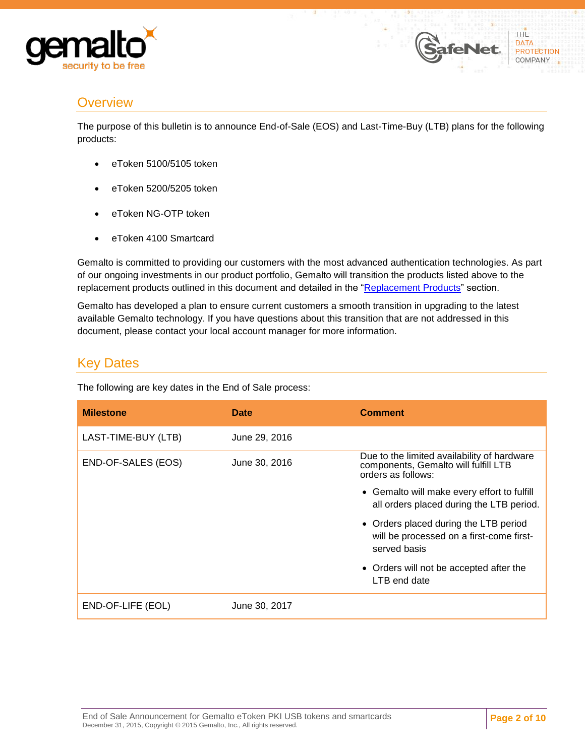## Overview

The purpose of this bulletin is to announce End-of-Sale (EOS) and Last-Time-Buy (LTB) plans for the following products:

- eToken 5100/5105 token
- eToken 5200/5205 token
- eToken NG-OTP token
- eToken 4100 Smartcard

Gemalto is committed to providing our customers with the most advanced authentication technologies. As part of our ongoing investments in our product portfolio, Gemalto will transition the products listed above to the replacement products outlined in this document and detailed in the "Replacement Products" section.

Gemalto has developed a plan to ensure current customers a smooth transition in upgrading to the latest available Gemalto technology. If you have questions about this transition that are not addressed in this document, please contact your local account manager for more information.

## Key Dates

The following are key dates in the End of Sale process:

| Milestone | Date | Comment |
|---|---|---|
| LAST-TIME-BUY (LTB) | June 29, 2016 | |
| END-OF-SALES (EOS) | June 30, 2016 | Due to the limited availability of hardware components, Gemalto will fulfill LTB orders as follows:<br>• Gemalto will make every effort to fulfill all orders placed during the LTB period.<br>• Orders placed during the LTB period will be processed on a first-come first-served basis<br>• Orders will not be accepted after the LTB end date |
| END-OF-LIFE (EOL) | June 30, 2017 | |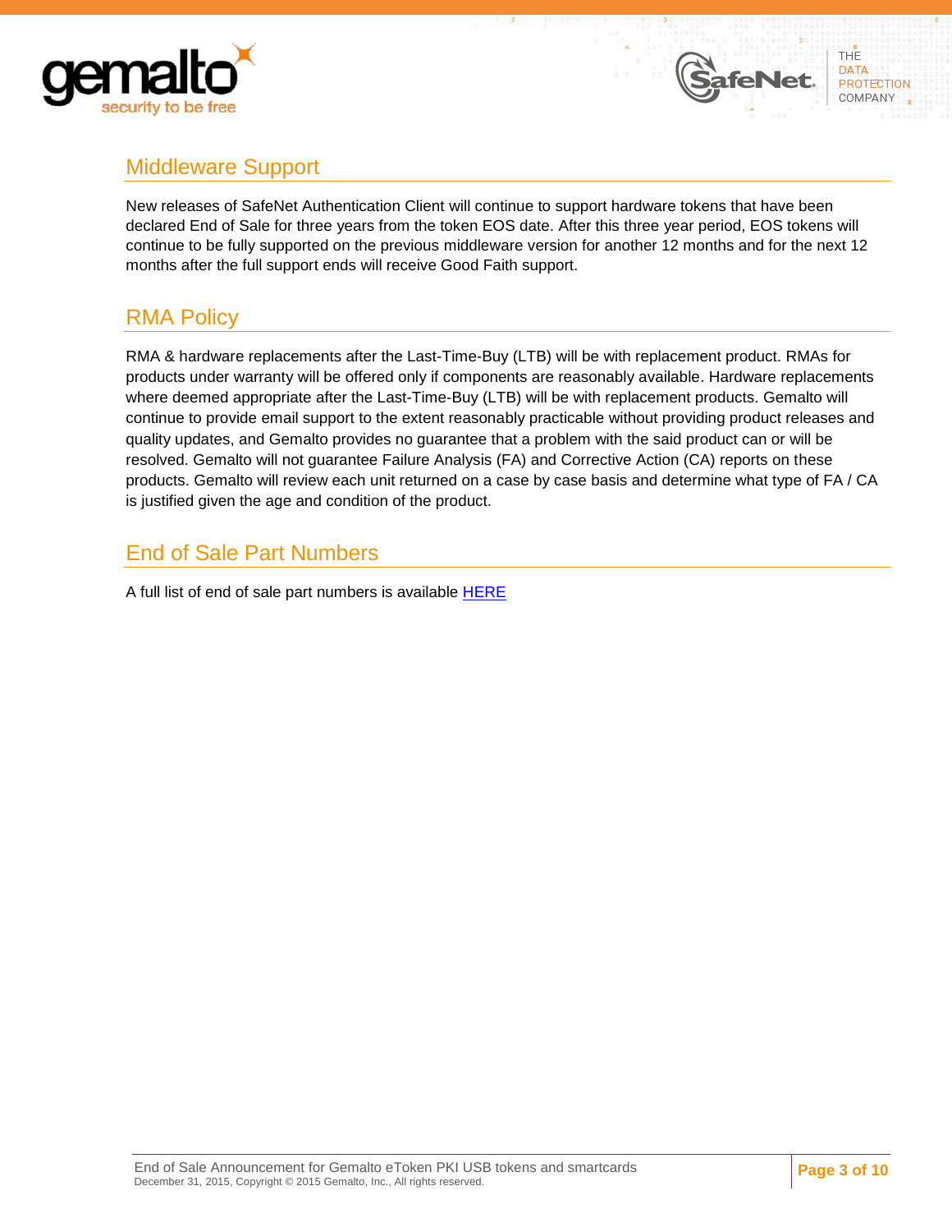## Middleware Support

New releases of SafeNet Authentication Client will continue to support hardware tokens that have been declared End of Sale for three years from the token EOS date. After this three year period, EOS tokens will continue to be fully supported on the previous middleware version for another 12 months and for the next 12 months after the full support ends will receive Good Faith support.

## RMA Policy

RMA & hardware replacements after the Last-Time-Buy (LTB) will be with replacement product. RMAs for products under warranty will be offered only if components are reasonably available. Hardware replacements where deemed appropriate after the Last-Time-Buy (LTB) will be with replacement products. Gemalto will continue to provide email support to the extent reasonably practicable without providing product releases and quality updates, and Gemalto provides no guarantee that a problem with the said product can or will be resolved. Gemalto will not guarantee Failure Analysis (FA) and Corrective Action (CA) reports on these products. Gemalto will review each unit returned on a case by case basis and determine what type of FA / CA is justified given the age and condition of the product.

## End of Sale Part Numbers

A full list of end of sale part numbers is available HERE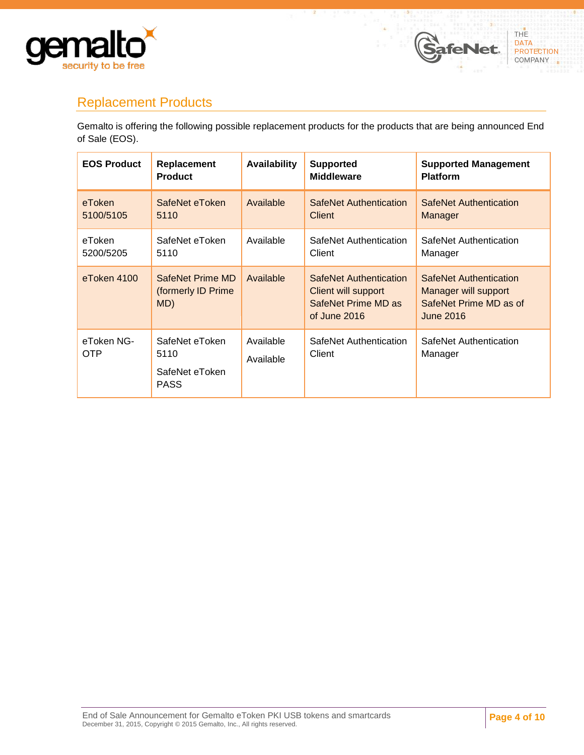## Replacement Products

Gemalto is offering the following possible replacement products for the products that are being announced End of Sale (EOS).

| EOS Product | Replacement Product | Availability | Supported Middleware | Supported Management Platform |
|---|---|---|---|---|
| eToken 5100/5105 | SafeNet eToken 5110 | Available | SafeNet Authentication Client | SafeNet Authentication Manager |
| eToken 5200/5205 | SafeNet eToken 5110 | Available | SafeNet Authentication Client | SafeNet Authentication Manager |
| eToken 4100 | SafeNet Prime MD (formerly ID Prime MD) | Available | SafeNet Authentication Client will support SafeNet Prime MD as of June 2016 | SafeNet Authentication Manager will support SafeNet Prime MD as of June 2016 |
| eToken NG-OTP | SafeNet eToken 5110<br>SafeNet eToken PASS | Available<br>Available | SafeNet Authentication Client | SafeNet Authentication Manager |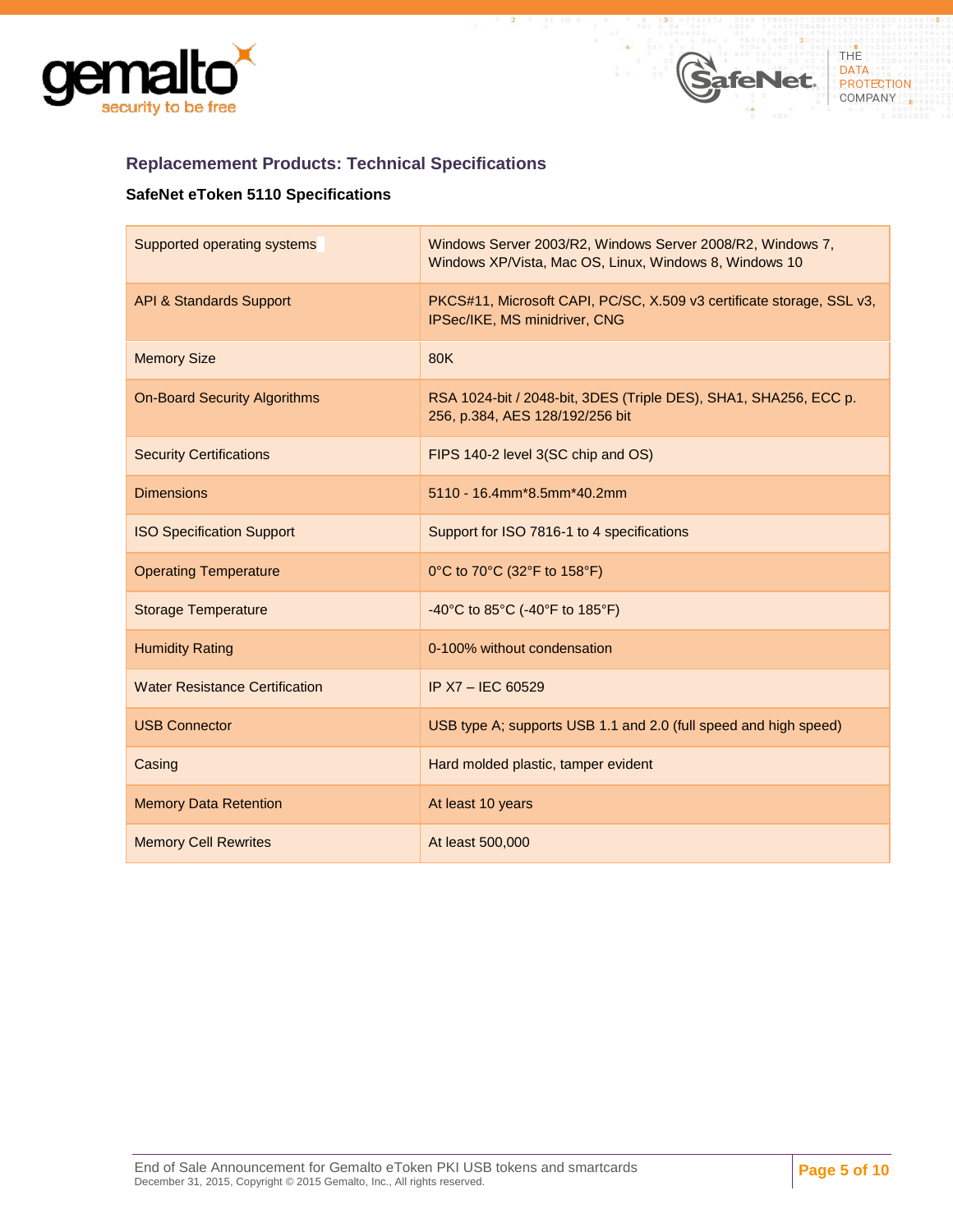## Replacemement Products: Technical Specifications

### SafeNet eToken 5110 Specifications

| | |
|---|---|
| Supported operating systems | Windows Server 2003/R2, Windows Server 2008/R2, Windows 7, Windows XP/Vista, Mac OS, Linux, Windows 8, Windows 10 |
| API & Standards Support | PKCS#11, Microsoft CAPI, PC/SC, X.509 v3 certificate storage, SSL v3, IPSec/IKE, MS minidriver, CNG |
| Memory Size | 80K |
| On-Board Security Algorithms | RSA 1024-bit / 2048-bit, 3DES (Triple DES), SHA1, SHA256, ECC p. 256, p.384, AES 128/192/256 bit |
| Security Certifications | FIPS 140-2 level 3(SC chip and OS) |
| Dimensions | 5110 - 16.4mm*8.5mm*40.2mm |
| ISO Specification Support | Support for ISO 7816-1 to 4 specifications |
| Operating Temperature | 0°C to 70°C (32°F to 158°F) |
| Storage Temperature | -40°C to 85°C (-40°F to 185°F) |
| Humidity Rating | 0-100% without condensation |
| Water Resistance Certification | IP X7 – IEC 60529 |
| USB Connector | USB type A; supports USB 1.1 and 2.0 (full speed and high speed) |
| Casing | Hard molded plastic, tamper evident |
| Memory Data Retention | At least 10 years |
| Memory Cell Rewrites | At least 500,000 |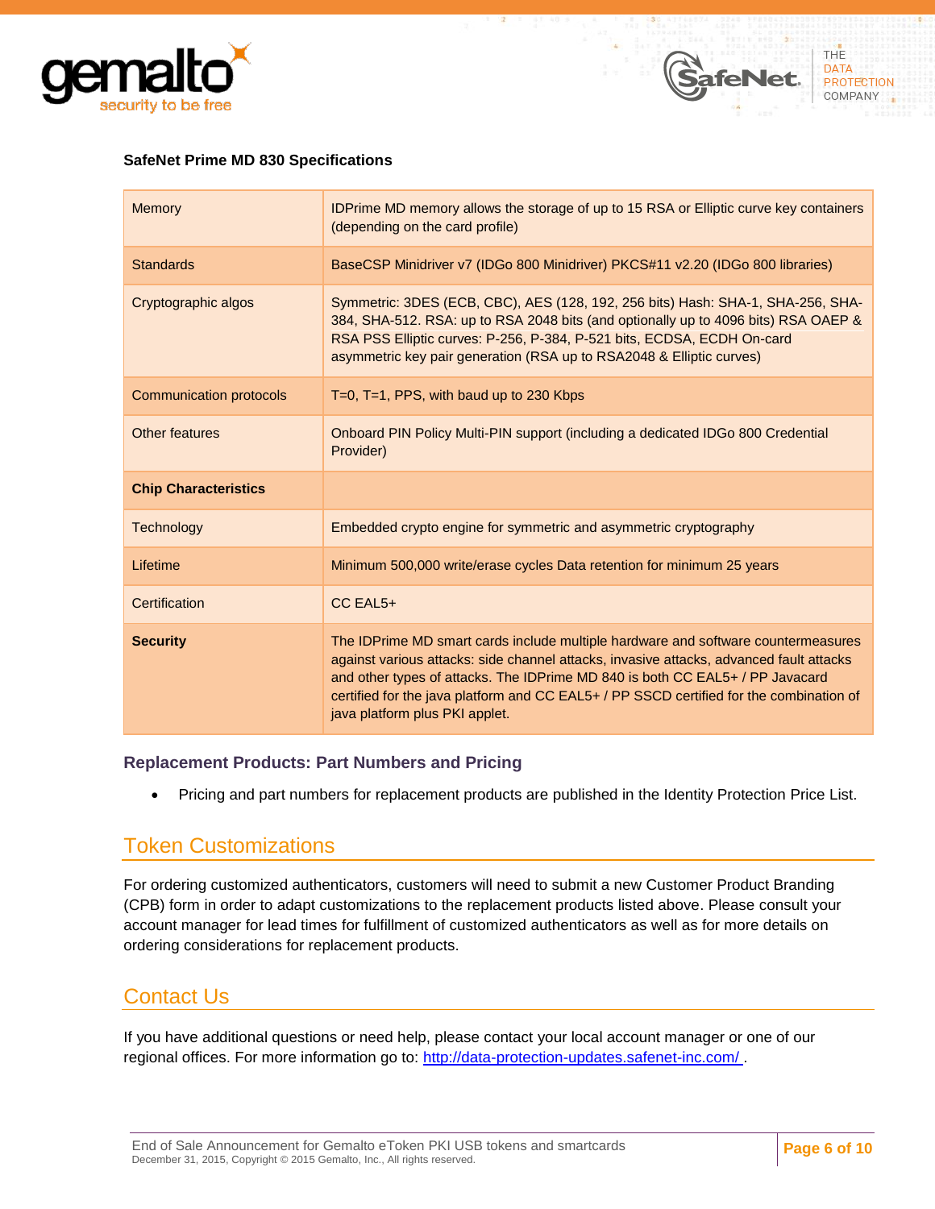**SafeNet Prime MD 830 Specifications**

| | |
|---|---|
| Memory | IDPrime MD memory allows the storage of up to 15 RSA or Elliptic curve key containers (depending on the card profile) |
| Standards | BaseCSP Minidriver v7 (IDGo 800 Minidriver) PKCS#11 v2.20 (IDGo 800 libraries) |
| Cryptographic algos | Symmetric: 3DES (ECB, CBC), AES (128, 192, 256 bits) Hash: SHA-1, SHA-256, SHA-384, SHA-512. RSA: up to RSA 2048 bits (and optionally up to 4096 bits) RSA OAEP & RSA PSS Elliptic curves: P-256, P-384, P-521 bits, ECDSA, ECDH On-card asymmetric key pair generation (RSA up to RSA2048 & Elliptic curves) |
| Communication protocols | T=0, T=1, PPS, with baud up to 230 Kbps |
| Other features | Onboard PIN Policy Multi-PIN support (including a dedicated IDGo 800 Credential Provider) |
| **Chip Characteristics** | |
| Technology | Embedded crypto engine for symmetric and asymmetric cryptography |
| Lifetime | Minimum 500,000 write/erase cycles Data retention for minimum 25 years |
| Certification | CC EAL5+ |
| **Security** | The IDPrime MD smart cards include multiple hardware and software countermeasures against various attacks: side channel attacks, invasive attacks, advanced fault attacks and other types of attacks. The IDPrime MD 840 is both CC EAL5+ / PP Javacard certified for the java platform and CC EAL5+ / PP SSCD certified for the combination of java platform plus PKI applet. |

### Replacement Products: Part Numbers and Pricing

- Pricing and part numbers for replacement products are published in the Identity Protection Price List.

## Token Customizations

For ordering customized authenticators, customers will need to submit a new Customer Product Branding (CPB) form in order to adapt customizations to the replacement products listed above. Please consult your account manager for lead times for fulfillment of customized authenticators as well as for more details on ordering considerations for replacement products.

## Contact Us

If you have additional questions or need help, please contact your local account manager or one of our regional offices. For more information go to: http://data-protection-updates.safenet-inc.com/ .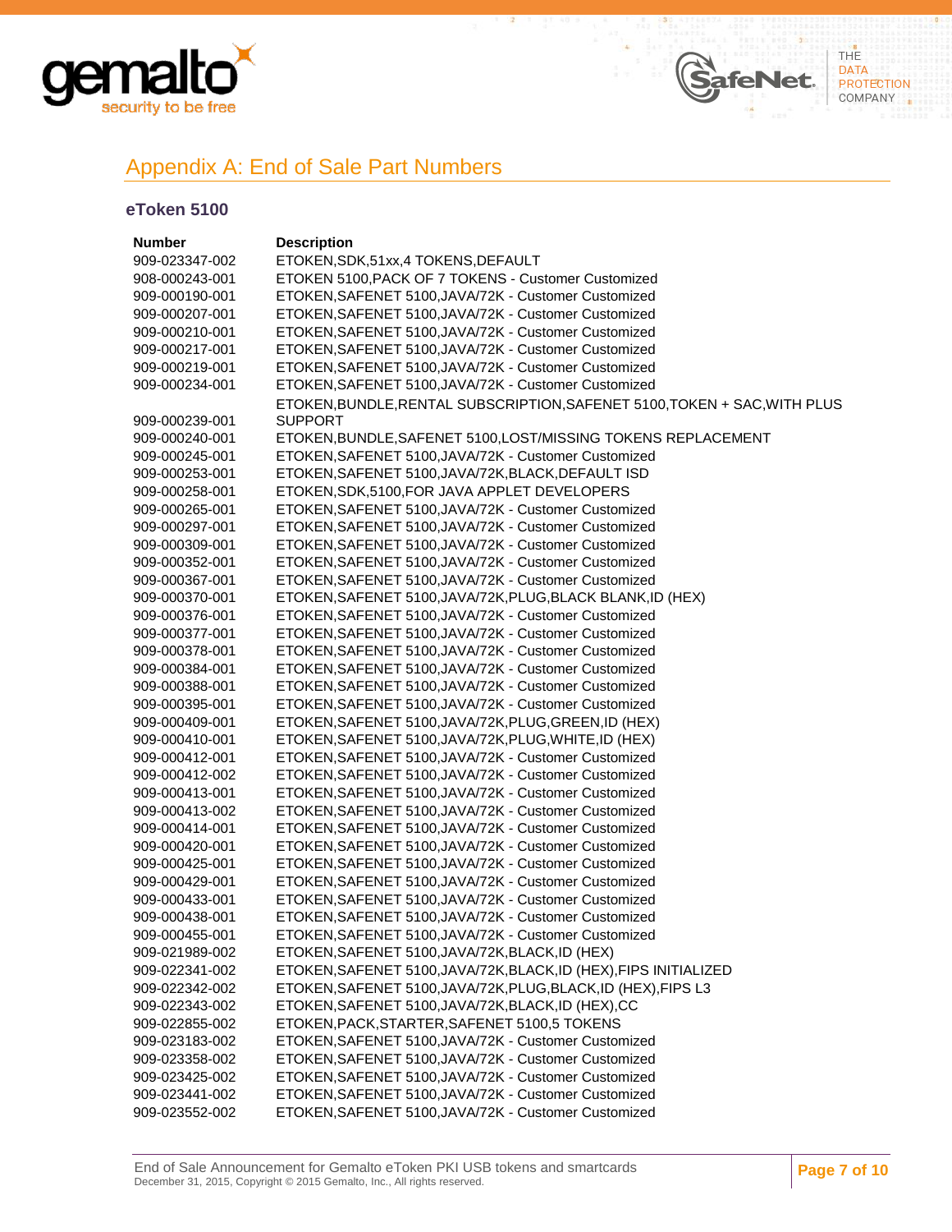# Appendix A: End of Sale Part Numbers

### eToken 5100

| Number | Description |
|---|---|
| 909-023347-002 | ETOKEN,SDK,51xx,4 TOKENS,DEFAULT |
| 908-000243-001 | ETOKEN 5100,PACK OF 7 TOKENS - Customer Customized |
| 909-000190-001 | ETOKEN,SAFENET 5100,JAVA/72K - Customer Customized |
| 909-000207-001 | ETOKEN,SAFENET 5100,JAVA/72K - Customer Customized |
| 909-000210-001 | ETOKEN,SAFENET 5100,JAVA/72K - Customer Customized |
| 909-000217-001 | ETOKEN,SAFENET 5100,JAVA/72K - Customer Customized |
| 909-000219-001 | ETOKEN,SAFENET 5100,JAVA/72K - Customer Customized |
| 909-000234-001 | ETOKEN,SAFENET 5100,JAVA/72K - Customer Customized |
| 909-000239-001 | ETOKEN,BUNDLE,RENTAL SUBSCRIPTION,SAFENET 5100,TOKEN + SAC,WITH PLUS SUPPORT |
| 909-000240-001 | ETOKEN,BUNDLE,SAFENET 5100,LOST/MISSING TOKENS REPLACEMENT |
| 909-000245-001 | ETOKEN,SAFENET 5100,JAVA/72K - Customer Customized |
| 909-000253-001 | ETOKEN,SAFENET 5100,JAVA/72K,BLACK,DEFAULT ISD |
| 909-000258-001 | ETOKEN,SDK,5100,FOR JAVA APPLET DEVELOPERS |
| 909-000265-001 | ETOKEN,SAFENET 5100,JAVA/72K - Customer Customized |
| 909-000297-001 | ETOKEN,SAFENET 5100,JAVA/72K - Customer Customized |
| 909-000309-001 | ETOKEN,SAFENET 5100,JAVA/72K - Customer Customized |
| 909-000352-001 | ETOKEN,SAFENET 5100,JAVA/72K - Customer Customized |
| 909-000367-001 | ETOKEN,SAFENET 5100,JAVA/72K - Customer Customized |
| 909-000370-001 | ETOKEN,SAFENET 5100,JAVA/72K,PLUG,BLACK BLANK,ID (HEX) |
| 909-000376-001 | ETOKEN,SAFENET 5100,JAVA/72K - Customer Customized |
| 909-000377-001 | ETOKEN,SAFENET 5100,JAVA/72K - Customer Customized |
| 909-000378-001 | ETOKEN,SAFENET 5100,JAVA/72K - Customer Customized |
| 909-000384-001 | ETOKEN,SAFENET 5100,JAVA/72K - Customer Customized |
| 909-000388-001 | ETOKEN,SAFENET 5100,JAVA/72K - Customer Customized |
| 909-000395-001 | ETOKEN,SAFENET 5100,JAVA/72K - Customer Customized |
| 909-000409-001 | ETOKEN,SAFENET 5100,JAVA/72K,PLUG,GREEN,ID (HEX) |
| 909-000410-001 | ETOKEN,SAFENET 5100,JAVA/72K,PLUG,WHITE,ID (HEX) |
| 909-000412-001 | ETOKEN,SAFENET 5100,JAVA/72K - Customer Customized |
| 909-000412-002 | ETOKEN,SAFENET 5100,JAVA/72K - Customer Customized |
| 909-000413-001 | ETOKEN,SAFENET 5100,JAVA/72K - Customer Customized |
| 909-000413-002 | ETOKEN,SAFENET 5100,JAVA/72K - Customer Customized |
| 909-000414-001 | ETOKEN,SAFENET 5100,JAVA/72K - Customer Customized |
| 909-000420-001 | ETOKEN,SAFENET 5100,JAVA/72K - Customer Customized |
| 909-000425-001 | ETOKEN,SAFENET 5100,JAVA/72K - Customer Customized |
| 909-000429-001 | ETOKEN,SAFENET 5100,JAVA/72K - Customer Customized |
| 909-000433-001 | ETOKEN,SAFENET 5100,JAVA/72K - Customer Customized |
| 909-000438-001 | ETOKEN,SAFENET 5100,JAVA/72K - Customer Customized |
| 909-000455-001 | ETOKEN,SAFENET 5100,JAVA/72K - Customer Customized |
| 909-021989-002 | ETOKEN,SAFENET 5100,JAVA/72K,BLACK,ID (HEX) |
| 909-022341-002 | ETOKEN,SAFENET 5100,JAVA/72K,BLACK,ID (HEX),FIPS INITIALIZED |
| 909-022342-002 | ETOKEN,SAFENET 5100,JAVA/72K,PLUG,BLACK,ID (HEX),FIPS L3 |
| 909-022343-002 | ETOKEN,SAFENET 5100,JAVA/72K,BLACK,ID (HEX),CC |
| 909-022855-002 | ETOKEN,PACK,STARTER,SAFENET 5100,5 TOKENS |
| 909-023183-002 | ETOKEN,SAFENET 5100,JAVA/72K - Customer Customized |
| 909-023358-002 | ETOKEN,SAFENET 5100,JAVA/72K - Customer Customized |
| 909-023425-002 | ETOKEN,SAFENET 5100,JAVA/72K - Customer Customized |
| 909-023441-002 | ETOKEN,SAFENET 5100,JAVA/72K - Customer Customized |
| 909-023552-002 | ETOKEN,SAFENET 5100,JAVA/72K - Customer Customized |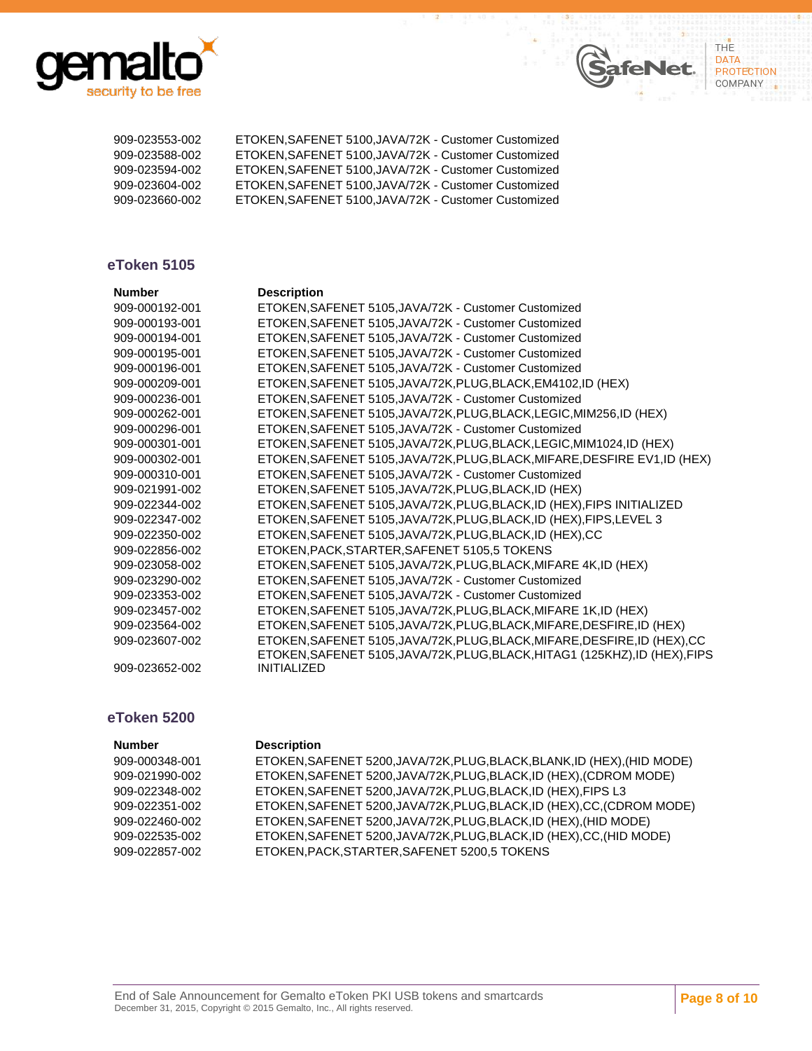| | |
|---|---|
| 909-023553-002 | ETOKEN,SAFENET 5100,JAVA/72K - Customer Customized |
| 909-023588-002 | ETOKEN,SAFENET 5100,JAVA/72K - Customer Customized |
| 909-023594-002 | ETOKEN,SAFENET 5100,JAVA/72K - Customer Customized |
| 909-023604-002 | ETOKEN,SAFENET 5100,JAVA/72K - Customer Customized |
| 909-023660-002 | ETOKEN,SAFENET 5100,JAVA/72K - Customer Customized |

## eToken 5105

| Number | Description |
|---|---|
| 909-000192-001 | ETOKEN,SAFENET 5105,JAVA/72K - Customer Customized |
| 909-000193-001 | ETOKEN,SAFENET 5105,JAVA/72K - Customer Customized |
| 909-000194-001 | ETOKEN,SAFENET 5105,JAVA/72K - Customer Customized |
| 909-000195-001 | ETOKEN,SAFENET 5105,JAVA/72K - Customer Customized |
| 909-000196-001 | ETOKEN,SAFENET 5105,JAVA/72K - Customer Customized |
| 909-000209-001 | ETOKEN,SAFENET 5105,JAVA/72K,PLUG,BLACK,EM4102,ID (HEX) |
| 909-000236-001 | ETOKEN,SAFENET 5105,JAVA/72K - Customer Customized |
| 909-000262-001 | ETOKEN,SAFENET 5105,JAVA/72K,PLUG,BLACK,LEGIC,MIM256,ID (HEX) |
| 909-000296-001 | ETOKEN,SAFENET 5105,JAVA/72K - Customer Customized |
| 909-000301-001 | ETOKEN,SAFENET 5105,JAVA/72K,PLUG,BLACK,LEGIC,MIM1024,ID (HEX) |
| 909-000302-001 | ETOKEN,SAFENET 5105,JAVA/72K,PLUG,BLACK,MIFARE,DESFIRE EV1,ID (HEX) |
| 909-000310-001 | ETOKEN,SAFENET 5105,JAVA/72K - Customer Customized |
| 909-021991-002 | ETOKEN,SAFENET 5105,JAVA/72K,PLUG,BLACK,ID (HEX) |
| 909-022344-002 | ETOKEN,SAFENET 5105,JAVA/72K,PLUG,BLACK,ID (HEX),FIPS INITIALIZED |
| 909-022347-002 | ETOKEN,SAFENET 5105,JAVA/72K,PLUG,BLACK,ID (HEX),FIPS,LEVEL 3 |
| 909-022350-002 | ETOKEN,SAFENET 5105,JAVA/72K,PLUG,BLACK,ID (HEX),CC |
| 909-022856-002 | ETOKEN,PACK,STARTER,SAFENET 5105,5 TOKENS |
| 909-023058-002 | ETOKEN,SAFENET 5105,JAVA/72K,PLUG,BLACK,MIFARE 4K,ID (HEX) |
| 909-023290-002 | ETOKEN,SAFENET 5105,JAVA/72K - Customer Customized |
| 909-023353-002 | ETOKEN,SAFENET 5105,JAVA/72K - Customer Customized |
| 909-023457-002 | ETOKEN,SAFENET 5105,JAVA/72K,PLUG,BLACK,MIFARE 1K,ID (HEX) |
| 909-023564-002 | ETOKEN,SAFENET 5105,JAVA/72K,PLUG,BLACK,MIFARE,DESFIRE,ID (HEX) |
| 909-023607-002 | ETOKEN,SAFENET 5105,JAVA/72K,PLUG,BLACK,MIFARE,DESFIRE,ID (HEX),CC |
| 909-023652-002 | ETOKEN,SAFENET 5105,JAVA/72K,PLUG,BLACK,HITAG1 (125KHZ),ID (HEX),FIPS INITIALIZED |

## eToken 5200

| Number | Description |
|---|---|
| 909-000348-001 | ETOKEN,SAFENET 5200,JAVA/72K,PLUG,BLACK,BLANK,ID (HEX),(HID MODE) |
| 909-021990-002 | ETOKEN,SAFENET 5200,JAVA/72K,PLUG,BLACK,ID (HEX),(CDROM MODE) |
| 909-022348-002 | ETOKEN,SAFENET 5200,JAVA/72K,PLUG,BLACK,ID (HEX),FIPS L3 |
| 909-022351-002 | ETOKEN,SAFENET 5200,JAVA/72K,PLUG,BLACK,ID (HEX),CC,(CDROM MODE) |
| 909-022460-002 | ETOKEN,SAFENET 5200,JAVA/72K,PLUG,BLACK,ID (HEX),(HID MODE) |
| 909-022535-002 | ETOKEN,SAFENET 5200,JAVA/72K,PLUG,BLACK,ID (HEX),CC,(HID MODE) |
| 909-022857-002 | ETOKEN,PACK,STARTER,SAFENET 5200,5 TOKENS |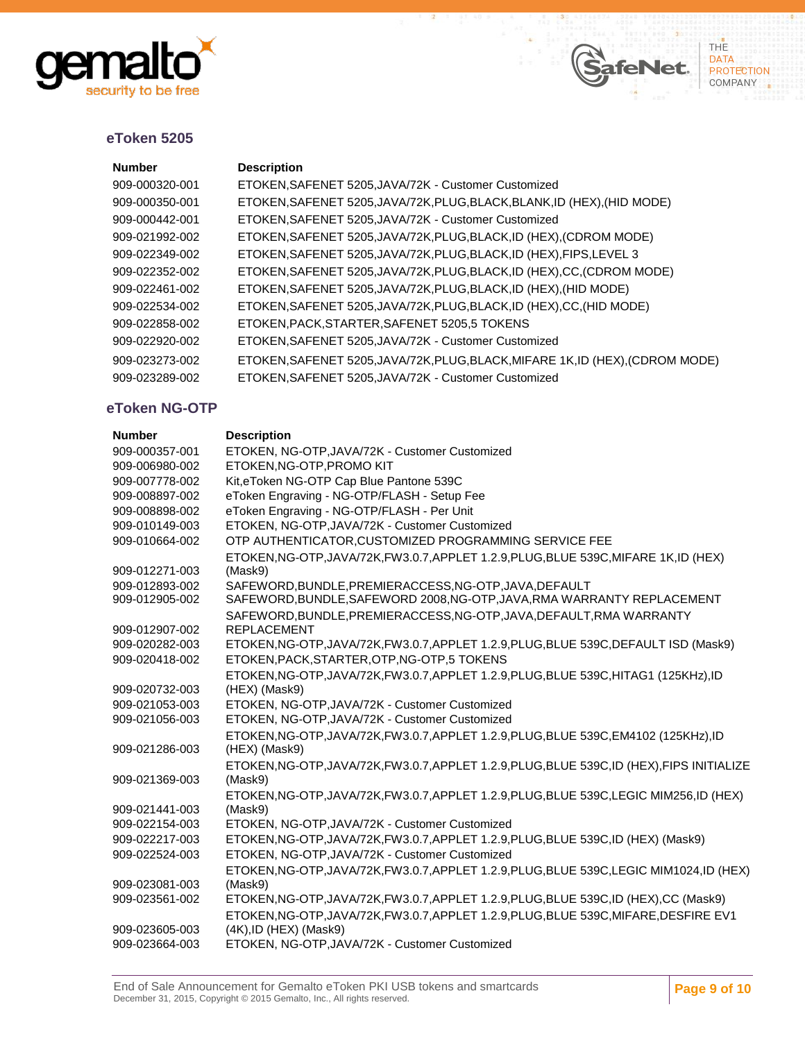## eToken 5205

| Number | Description |
|---|---|
| 909-000320-001 | ETOKEN,SAFENET 5205,JAVA/72K - Customer Customized |
| 909-000350-001 | ETOKEN,SAFENET 5205,JAVA/72K,PLUG,BLACK,BLANK,ID (HEX),(HID MODE) |
| 909-000442-001 | ETOKEN,SAFENET 5205,JAVA/72K - Customer Customized |
| 909-021992-002 | ETOKEN,SAFENET 5205,JAVA/72K,PLUG,BLACK,ID (HEX),(CDROM MODE) |
| 909-022349-002 | ETOKEN,SAFENET 5205,JAVA/72K,PLUG,BLACK,ID (HEX),FIPS,LEVEL 3 |
| 909-022352-002 | ETOKEN,SAFENET 5205,JAVA/72K,PLUG,BLACK,ID (HEX),CC,(CDROM MODE) |
| 909-022461-002 | ETOKEN,SAFENET 5205,JAVA/72K,PLUG,BLACK,ID (HEX),(HID MODE) |
| 909-022534-002 | ETOKEN,SAFENET 5205,JAVA/72K,PLUG,BLACK,ID (HEX),CC,(HID MODE) |
| 909-022858-002 | ETOKEN,PACK,STARTER,SAFENET 5205,5 TOKENS |
| 909-022920-002 | ETOKEN,SAFENET 5205,JAVA/72K - Customer Customized |
| 909-023273-002 | ETOKEN,SAFENET 5205,JAVA/72K,PLUG,BLACK,MIFARE 1K,ID (HEX),(CDROM MODE) |
| 909-023289-002 | ETOKEN,SAFENET 5205,JAVA/72K - Customer Customized |

## eToken NG-OTP

| Number | Description |
|---|---|
| 909-000357-001 | ETOKEN, NG-OTP,JAVA/72K - Customer Customized |
| 909-006980-002 | ETOKEN,NG-OTP,PROMO KIT |
| 909-007778-002 | Kit,eToken NG-OTP Cap Blue Pantone 539C |
| 909-008897-002 | eToken Engraving - NG-OTP/FLASH - Setup Fee |
| 909-008898-002 | eToken Engraving - NG-OTP/FLASH - Per Unit |
| 909-010149-003 | ETOKEN, NG-OTP,JAVA/72K - Customer Customized |
| 909-010664-002 | OTP AUTHENTICATOR,CUSTOMIZED PROGRAMMING SERVICE FEE |
| 909-012271-003 | ETOKEN,NG-OTP,JAVA/72K,FW3.0.7,APPLET 1.2.9,PLUG,BLUE 539C,MIFARE 1K,ID (HEX) (Mask9) |
| 909-012893-002 | SAFEWORD,BUNDLE,PREMIERACCESS,NG-OTP,JAVA,DEFAULT |
| 909-012905-002 | SAFEWORD,BUNDLE,SAFEWORD 2008,NG-OTP,JAVA,RMA WARRANTY REPLACEMENT |
| 909-012907-002 | SAFEWORD,BUNDLE,PREMIERACCESS,NG-OTP,JAVA,DEFAULT,RMA WARRANTY REPLACEMENT |
| 909-020282-003 | ETOKEN,NG-OTP,JAVA/72K,FW3.0.7,APPLET 1.2.9,PLUG,BLUE 539C,DEFAULT ISD (Mask9) |
| 909-020418-002 | ETOKEN,PACK,STARTER,OTP,NG-OTP,5 TOKENS |
| 909-020732-003 | ETOKEN,NG-OTP,JAVA/72K,FW3.0.7,APPLET 1.2.9,PLUG,BLUE 539C,HITAG1 (125KHz),ID (HEX) (Mask9) |
| 909-021053-003 | ETOKEN, NG-OTP,JAVA/72K - Customer Customized |
| 909-021056-003 | ETOKEN, NG-OTP,JAVA/72K - Customer Customized |
| 909-021286-003 | ETOKEN,NG-OTP,JAVA/72K,FW3.0.7,APPLET 1.2.9,PLUG,BLUE 539C,EM4102 (125KHz),ID (HEX) (Mask9) |
| 909-021369-003 | ETOKEN,NG-OTP,JAVA/72K,FW3.0.7,APPLET 1.2.9,PLUG,BLUE 539C,ID (HEX),FIPS INITIALIZE (Mask9) |
| 909-021441-003 | ETOKEN,NG-OTP,JAVA/72K,FW3.0.7,APPLET 1.2.9,PLUG,BLUE 539C,LEGIC MIM256,ID (HEX) (Mask9) |
| 909-022154-003 | ETOKEN, NG-OTP,JAVA/72K - Customer Customized |
| 909-022217-003 | ETOKEN,NG-OTP,JAVA/72K,FW3.0.7,APPLET 1.2.9,PLUG,BLUE 539C,ID (HEX) (Mask9) |
| 909-022524-003 | ETOKEN, NG-OTP,JAVA/72K - Customer Customized |
| 909-023081-003 | ETOKEN,NG-OTP,JAVA/72K,FW3.0.7,APPLET 1.2.9,PLUG,BLUE 539C,LEGIC MIM1024,ID (HEX) (Mask9) |
| 909-023561-002 | ETOKEN,NG-OTP,JAVA/72K,FW3.0.7,APPLET 1.2.9,PLUG,BLUE 539C,ID (HEX),CC (Mask9) |
| 909-023605-003 | ETOKEN,NG-OTP,JAVA/72K,FW3.0.7,APPLET 1.2.9,PLUG,BLUE 539C,MIFARE,DESFIRE EV1 (4K),ID (HEX) (Mask9) |
| 909-023664-003 | ETOKEN, NG-OTP,JAVA/72K - Customer Customized |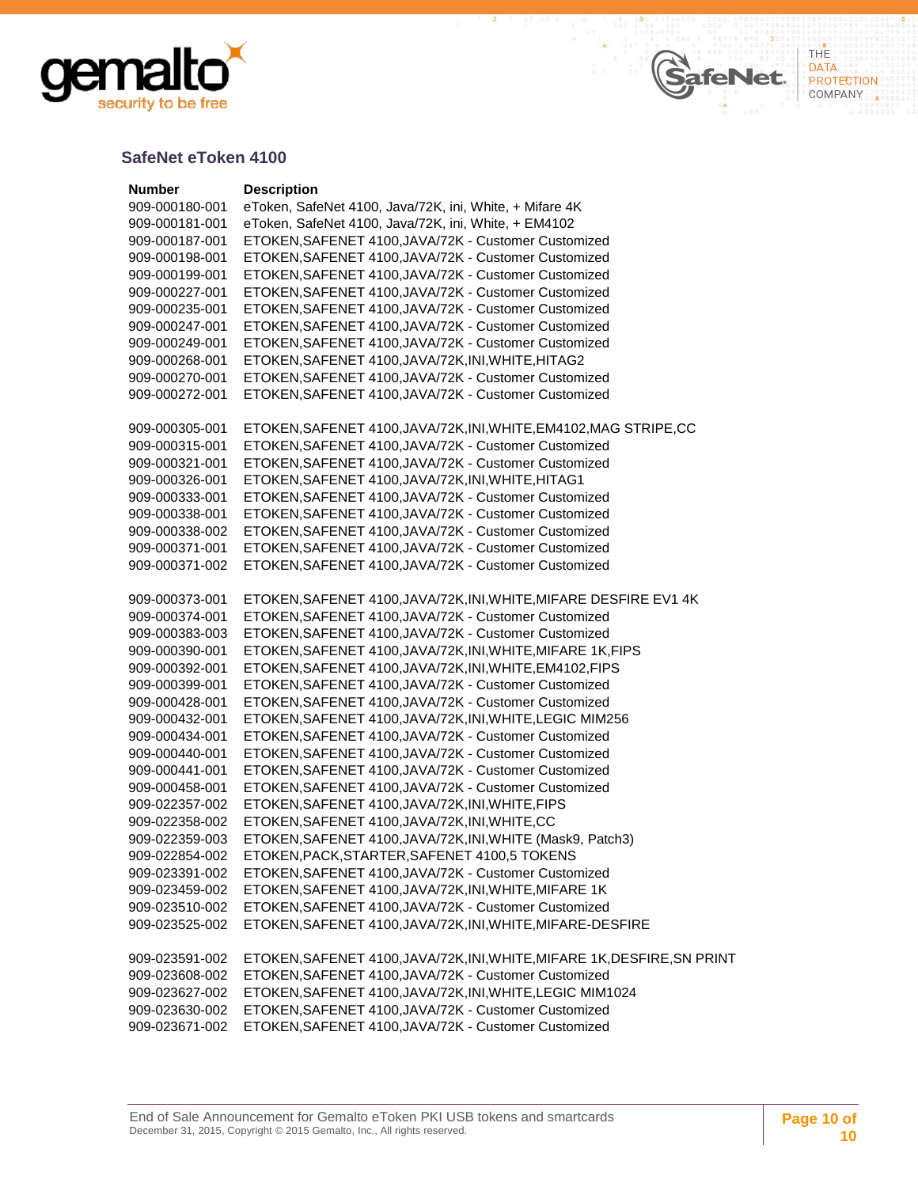## SafeNet eToken 4100

| Number | Description |
|---|---|
| 909-000180-001 | eToken, SafeNet 4100, Java/72K, ini, White, + Mifare 4K |
| 909-000181-001 | eToken, SafeNet 4100, Java/72K, ini, White, + EM4102 |
| 909-000187-001 | ETOKEN,SAFENET 4100,JAVA/72K - Customer Customized |
| 909-000198-001 | ETOKEN,SAFENET 4100,JAVA/72K - Customer Customized |
| 909-000199-001 | ETOKEN,SAFENET 4100,JAVA/72K - Customer Customized |
| 909-000227-001 | ETOKEN,SAFENET 4100,JAVA/72K - Customer Customized |
| 909-000235-001 | ETOKEN,SAFENET 4100,JAVA/72K - Customer Customized |
| 909-000247-001 | ETOKEN,SAFENET 4100,JAVA/72K - Customer Customized |
| 909-000249-001 | ETOKEN,SAFENET 4100,JAVA/72K - Customer Customized |
| 909-000268-001 | ETOKEN,SAFENET 4100,JAVA/72K,INI,WHITE,HITAG2 |
| 909-000270-001 | ETOKEN,SAFENET 4100,JAVA/72K - Customer Customized |
| 909-000272-001 | ETOKEN,SAFENET 4100,JAVA/72K - Customer Customized |
| 909-000305-001 | ETOKEN,SAFENET 4100,JAVA/72K,INI,WHITE,EM4102,MAG STRIPE,CC |
| 909-000315-001 | ETOKEN,SAFENET 4100,JAVA/72K - Customer Customized |
| 909-000321-001 | ETOKEN,SAFENET 4100,JAVA/72K - Customer Customized |
| 909-000326-001 | ETOKEN,SAFENET 4100,JAVA/72K,INI,WHITE,HITAG1 |
| 909-000333-001 | ETOKEN,SAFENET 4100,JAVA/72K - Customer Customized |
| 909-000338-001 | ETOKEN,SAFENET 4100,JAVA/72K - Customer Customized |
| 909-000338-002 | ETOKEN,SAFENET 4100,JAVA/72K - Customer Customized |
| 909-000371-001 | ETOKEN,SAFENET 4100,JAVA/72K - Customer Customized |
| 909-000371-002 | ETOKEN,SAFENET 4100,JAVA/72K - Customer Customized |
| 909-000373-001 | ETOKEN,SAFENET 4100,JAVA/72K,INI,WHITE,MIFARE DESFIRE EV1 4K |
| 909-000374-001 | ETOKEN,SAFENET 4100,JAVA/72K - Customer Customized |
| 909-000383-003 | ETOKEN,SAFENET 4100,JAVA/72K - Customer Customized |
| 909-000390-001 | ETOKEN,SAFENET 4100,JAVA/72K,INI,WHITE,MIFARE 1K,FIPS |
| 909-000392-001 | ETOKEN,SAFENET 4100,JAVA/72K,INI,WHITE,EM4102,FIPS |
| 909-000399-001 | ETOKEN,SAFENET 4100,JAVA/72K - Customer Customized |
| 909-000428-001 | ETOKEN,SAFENET 4100,JAVA/72K - Customer Customized |
| 909-000432-001 | ETOKEN,SAFENET 4100,JAVA/72K,INI,WHITE,LEGIC MIM256 |
| 909-000434-001 | ETOKEN,SAFENET 4100,JAVA/72K - Customer Customized |
| 909-000440-001 | ETOKEN,SAFENET 4100,JAVA/72K - Customer Customized |
| 909-000441-001 | ETOKEN,SAFENET 4100,JAVA/72K - Customer Customized |
| 909-000458-001 | ETOKEN,SAFENET 4100,JAVA/72K - Customer Customized |
| 909-022357-002 | ETOKEN,SAFENET 4100,JAVA/72K,INI,WHITE,FIPS |
| 909-022358-002 | ETOKEN,SAFENET 4100,JAVA/72K,INI,WHITE,CC |
| 909-022359-003 | ETOKEN,SAFENET 4100,JAVA/72K,INI,WHITE (Mask9, Patch3) |
| 909-022854-002 | ETOKEN,PACK,STARTER,SAFENET 4100,5 TOKENS |
| 909-023391-002 | ETOKEN,SAFENET 4100,JAVA/72K - Customer Customized |
| 909-023459-002 | ETOKEN,SAFENET 4100,JAVA/72K,INI,WHITE,MIFARE 1K |
| 909-023510-002 | ETOKEN,SAFENET 4100,JAVA/72K - Customer Customized |
| 909-023525-002 | ETOKEN,SAFENET 4100,JAVA/72K,INI,WHITE,MIFARE-DESFIRE |
| 909-023591-002 | ETOKEN,SAFENET 4100,JAVA/72K,INI,WHITE,MIFARE 1K,DESFIRE,SN PRINT |
| 909-023608-002 | ETOKEN,SAFENET 4100,JAVA/72K - Customer Customized |
| 909-023627-002 | ETOKEN,SAFENET 4100,JAVA/72K,INI,WHITE,LEGIC MIM1024 |
| 909-023630-002 | ETOKEN,SAFENET 4100,JAVA/72K - Customer Customized |
| 909-023671-002 | ETOKEN,SAFENET 4100,JAVA/72K - Customer Customized |